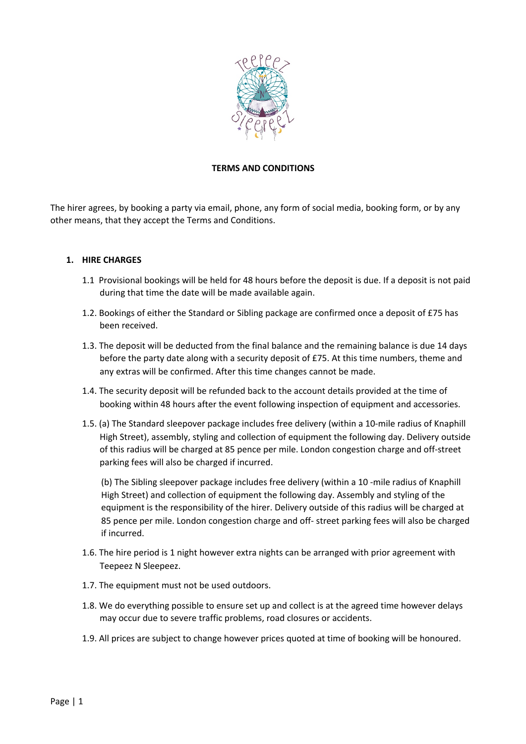## TERMS AND CONDITIONS

The hirer agrees, by booking a party via email, phone, any form of social media, booking form, or by any other means, that they accept the Terms and Conditions.

### 1. HIRE CHARGES

1.1 Provisional bookings will be held for 48 hours before the deposit is due. If a deposit is not paid during that time the date will be made available again.

1.2. Bookings of either the Standard or Sibling package are confirmed once a deposit of £75 has been received.

1.3. The deposit will be deducted from the final balance and the remaining balance is due 14 days before the party date along with a security deposit of £75. At this time numbers, theme and any extras will be confirmed. After this time changes cannot be made.

1.4. The security deposit will be refunded back to the account details provided at the time of booking within 48 hours after the event following inspection of equipment and accessories.

1.5. (a) The Standard sleepover package includes free delivery (within a 10-mile radius of Knaphill High Street), assembly, styling and collection of equipment the following day. Delivery outside of this radius will be charged at 85 pence per mile. London congestion charge and off-street parking fees will also be charged if incurred.

(b) The Sibling sleepover package includes free delivery (within a 10 -mile radius of Knaphill High Street) and collection of equipment the following day. Assembly and styling of the equipment is the responsibility of the hirer. Delivery outside of this radius will be charged at 85 pence per mile. London congestion charge and off- street parking fees will also be charged if incurred.

1.6. The hire period is 1 night however extra nights can be arranged with prior agreement with Teepeez N Sleepeez.

1.7. The equipment must not be used outdoors.

1.8. We do everything possible to ensure set up and collect is at the agreed time however delays may occur due to severe traffic problems, road closures or accidents.

1.9. All prices are subject to change however prices quoted at time of booking will be honoured.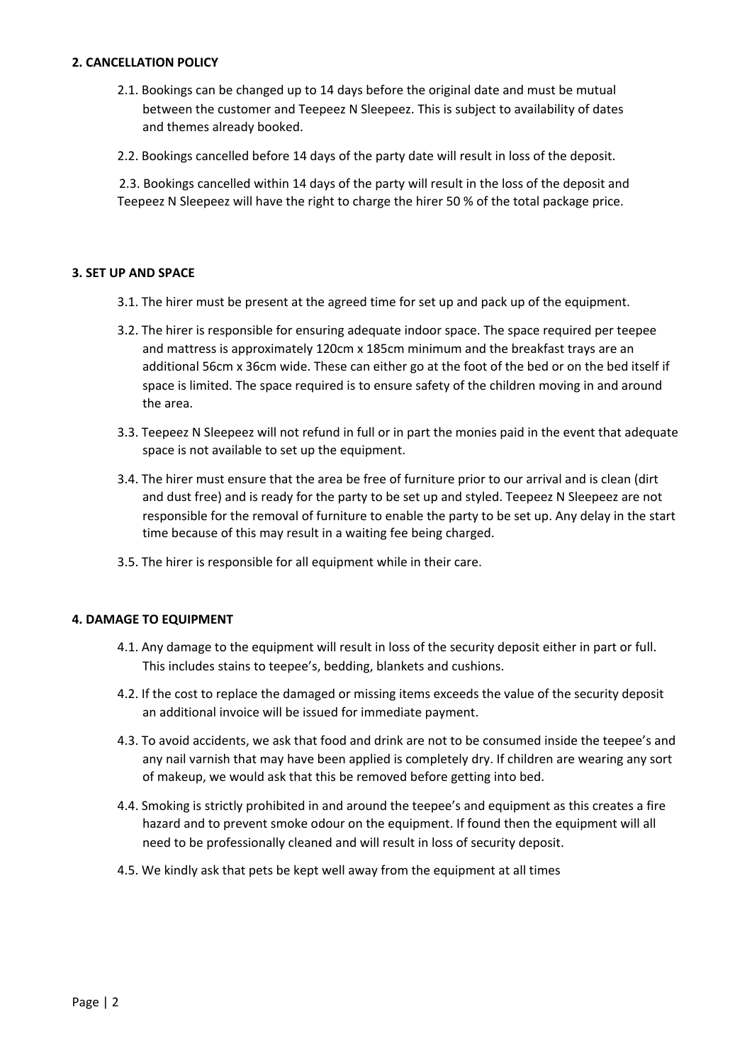**2. CANCELLATION POLICY**

2.1. Bookings can be changed up to 14 days before the original date and must be mutual between the customer and Teepeez N Sleepeez. This is subject to availability of dates and themes already booked.

2.2. Bookings cancelled before 14 days of the party date will result in loss of the deposit.

2.3. Bookings cancelled within 14 days of the party will result in the loss of the deposit and Teepeez N Sleepeez will have the right to charge the hirer 50 % of the total package price.

**3. SET UP AND SPACE**

3.1. The hirer must be present at the agreed time for set up and pack up of the equipment.

3.2. The hirer is responsible for ensuring adequate indoor space. The space required per teepee and mattress is approximately 120cm x 185cm minimum and the breakfast trays are an additional 56cm x 36cm wide. These can either go at the foot of the bed or on the bed itself if space is limited. The space required is to ensure safety of the children moving in and around the area.

3.3. Teepeez N Sleepeez will not refund in full or in part the monies paid in the event that adequate space is not available to set up the equipment.

3.4. The hirer must ensure that the area be free of furniture prior to our arrival and is clean (dirt and dust free) and is ready for the party to be set up and styled. Teepeez N Sleepeez are not responsible for the removal of furniture to enable the party to be set up. Any delay in the start time because of this may result in a waiting fee being charged.

3.5. The hirer is responsible for all equipment while in their care.

**4. DAMAGE TO EQUIPMENT**

4.1. Any damage to the equipment will result in loss of the security deposit either in part or full. This includes stains to teepee's, bedding, blankets and cushions.

4.2. If the cost to replace the damaged or missing items exceeds the value of the security deposit an additional invoice will be issued for immediate payment.

4.3. To avoid accidents, we ask that food and drink are not to be consumed inside the teepee's and any nail varnish that may have been applied is completely dry. If children are wearing any sort of makeup, we would ask that this be removed before getting into bed.

4.4. Smoking is strictly prohibited in and around the teepee's and equipment as this creates a fire hazard and to prevent smoke odour on the equipment. If found then the equipment will all need to be professionally cleaned and will result in loss of security deposit.

4.5. We kindly ask that pets be kept well away from the equipment at all times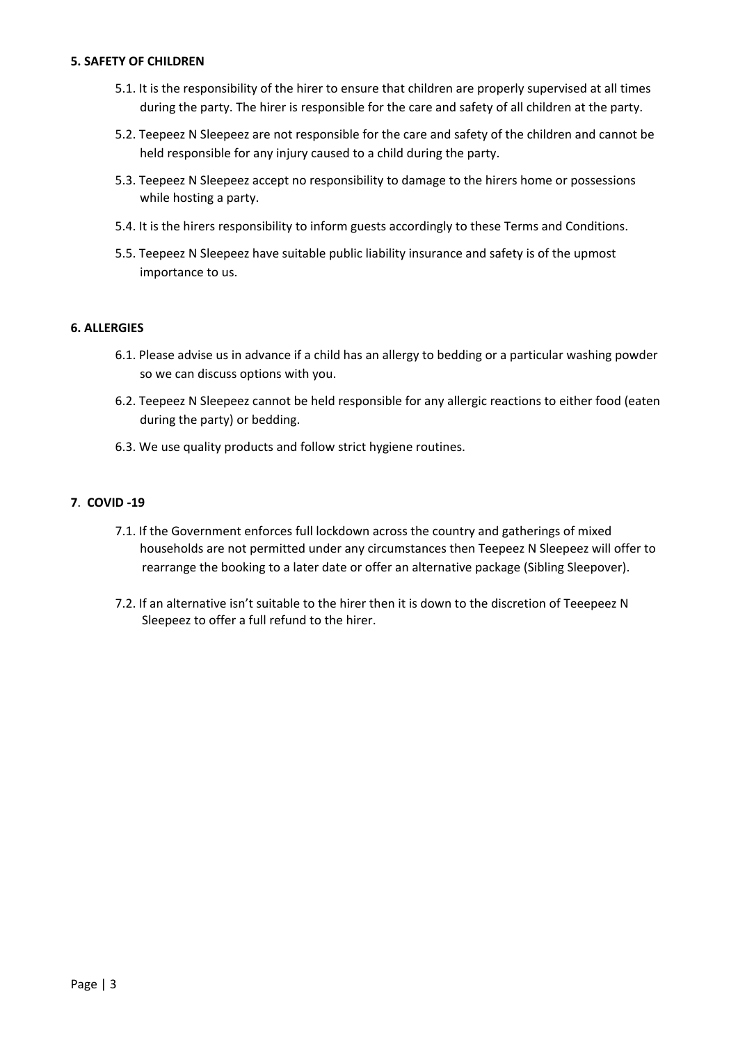**5. SAFETY OF CHILDREN**

5.1. It is the responsibility of the hirer to ensure that children are properly supervised at all times during the party. The hirer is responsible for the care and safety of all children at the party.

5.2. Teepeez N Sleepeez are not responsible for the care and safety of the children and cannot be held responsible for any injury caused to a child during the party.

5.3. Teepeez N Sleepeez accept no responsibility to damage to the hirers home or possessions while hosting a party.

5.4. It is the hirers responsibility to inform guests accordingly to these Terms and Conditions.

5.5. Teepeez N Sleepeez have suitable public liability insurance and safety is of the upmost importance to us.

**6. ALLERGIES**

6.1. Please advise us in advance if a child has an allergy to bedding or a particular washing powder so we can discuss options with you.

6.2. Teepeez N Sleepeez cannot be held responsible for any allergic reactions to either food (eaten during the party) or bedding.

6.3. We use quality products and follow strict hygiene routines.

**7. COVID -19**

7.1. If the Government enforces full lockdown across the country and gatherings of mixed households are not permitted under any circumstances then Teepeez N Sleepeez will offer to rearrange the booking to a later date or offer an alternative package (Sibling Sleepover).

7.2. If an alternative isn't suitable to the hirer then it is down to the discretion of Teeepeez N Sleepeez to offer a full refund to the hirer.